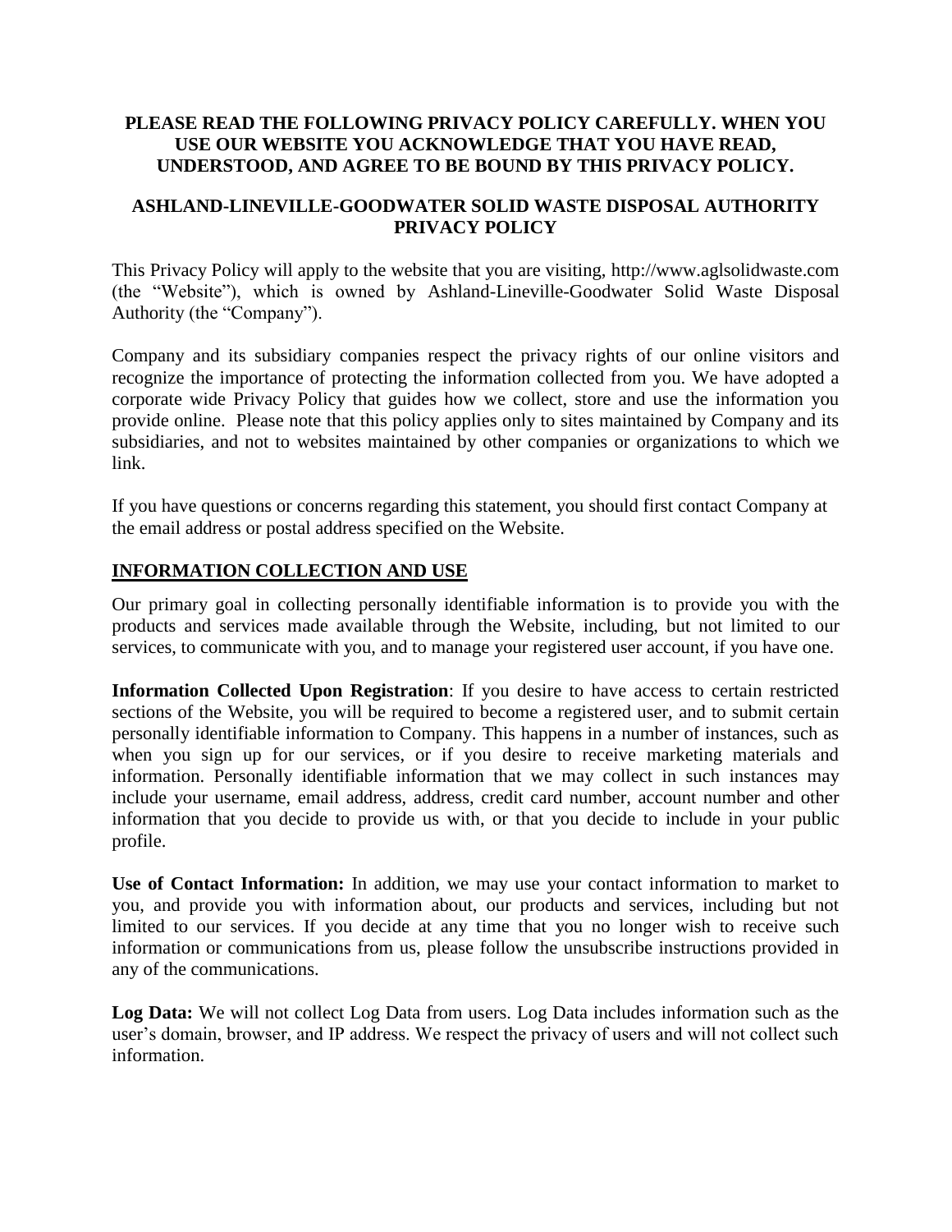**PLEASE READ THE FOLLOWING PRIVACY POLICY CAREFULLY. WHEN YOU USE OUR WEBSITE YOU ACKNOWLEDGE THAT YOU HAVE READ, UNDERSTOOD, AND AGREE TO BE BOUND BY THIS PRIVACY POLICY.**

# ASHLAND-LINEVILLE-GOODWATER SOLID WASTE DISPOSAL AUTHORITY PRIVACY POLICY

This Privacy Policy will apply to the website that you are visiting, http://www.aglsolidwaste.com (the "Website"), which is owned by Ashland-Lineville-Goodwater Solid Waste Disposal Authority (the "Company").

Company and its subsidiary companies respect the privacy rights of our online visitors and recognize the importance of protecting the information collected from you. We have adopted a corporate wide Privacy Policy that guides how we collect, store and use the information you provide online. Please note that this policy applies only to sites maintained by Company and its subsidiaries, and not to websites maintained by other companies or organizations to which we link.

If you have questions or concerns regarding this statement, you should first contact Company at the email address or postal address specified on the Website.

## INFORMATION COLLECTION AND USE

Our primary goal in collecting personally identifiable information is to provide you with the products and services made available through the Website, including, but not limited to our services, to communicate with you, and to manage your registered user account, if you have one.

**Information Collected Upon Registration**: If you desire to have access to certain restricted sections of the Website, you will be required to become a registered user, and to submit certain personally identifiable information to Company. This happens in a number of instances, such as when you sign up for our services, or if you desire to receive marketing materials and information. Personally identifiable information that we may collect in such instances may include your username, email address, address, credit card number, account number and other information that you decide to provide us with, or that you decide to include in your public profile.

**Use of Contact Information:** In addition, we may use your contact information to market to you, and provide you with information about, our products and services, including but not limited to our services. If you decide at any time that you no longer wish to receive such information or communications from us, please follow the unsubscribe instructions provided in any of the communications.

**Log Data:** We will not collect Log Data from users. Log Data includes information such as the user's domain, browser, and IP address. We respect the privacy of users and will not collect such information.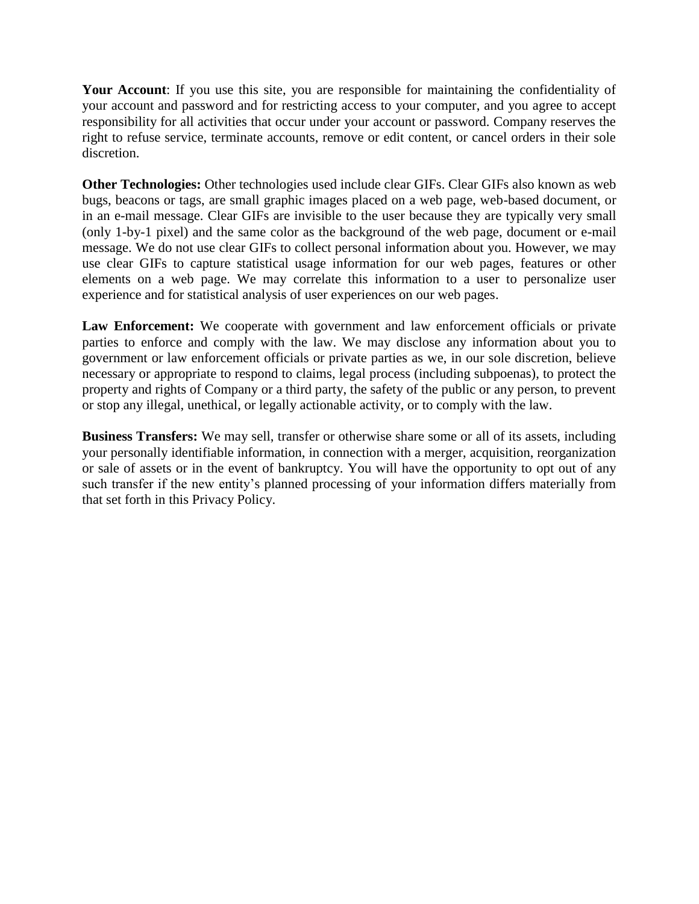**Your Account**: If you use this site, you are responsible for maintaining the confidentiality of your account and password and for restricting access to your computer, and you agree to accept responsibility for all activities that occur under your account or password. Company reserves the right to refuse service, terminate accounts, remove or edit content, or cancel orders in their sole discretion.

**Other Technologies:** Other technologies used include clear GIFs. Clear GIFs also known as web bugs, beacons or tags, are small graphic images placed on a web page, web-based document, or in an e-mail message. Clear GIFs are invisible to the user because they are typically very small (only 1-by-1 pixel) and the same color as the background of the web page, document or e-mail message. We do not use clear GIFs to collect personal information about you. However, we may use clear GIFs to capture statistical usage information for our web pages, features or other elements on a web page. We may correlate this information to a user to personalize user experience and for statistical analysis of user experiences on our web pages.

**Law Enforcement:** We cooperate with government and law enforcement officials or private parties to enforce and comply with the law. We may disclose any information about you to government or law enforcement officials or private parties as we, in our sole discretion, believe necessary or appropriate to respond to claims, legal process (including subpoenas), to protect the property and rights of Company or a third party, the safety of the public or any person, to prevent or stop any illegal, unethical, or legally actionable activity, or to comply with the law.

**Business Transfers:** We may sell, transfer or otherwise share some or all of its assets, including your personally identifiable information, in connection with a merger, acquisition, reorganization or sale of assets or in the event of bankruptcy. You will have the opportunity to opt out of any such transfer if the new entity's planned processing of your information differs materially from that set forth in this Privacy Policy.